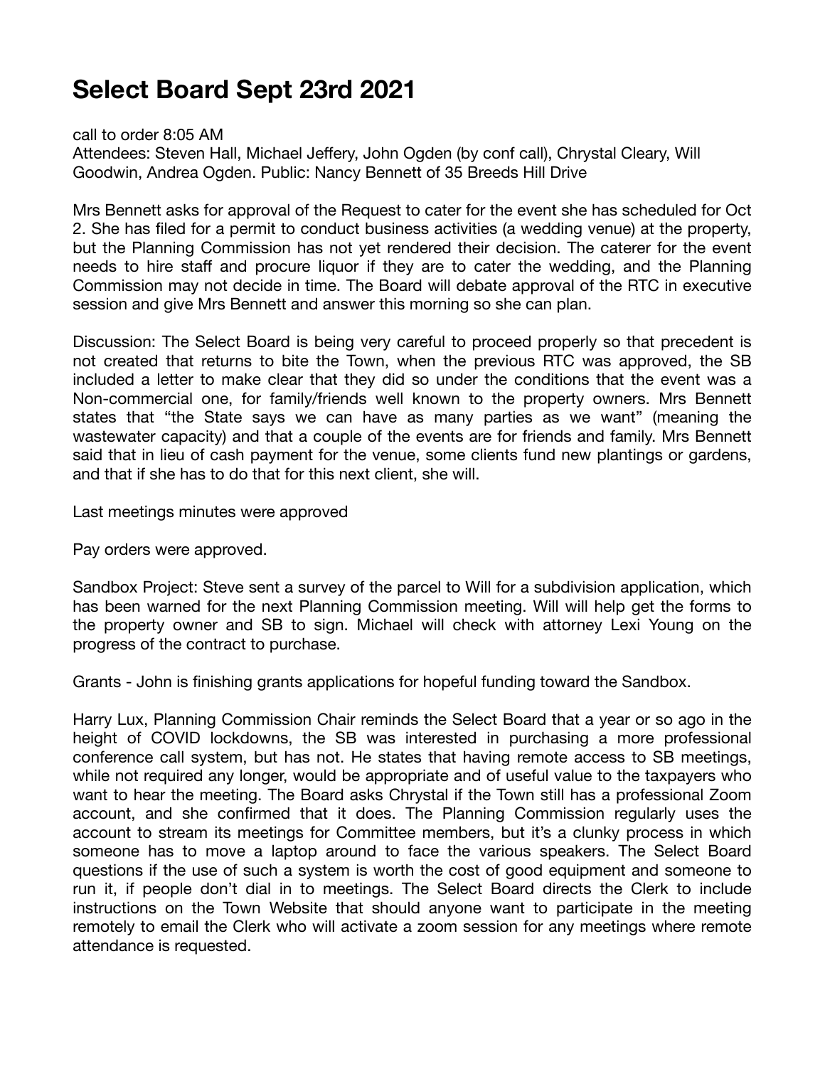# Select Board Sept 23rd 2021

call to order 8:05 AM
Attendees: Steven Hall, Michael Jeffery, John Ogden (by conf call), Chrystal Cleary, Will Goodwin, Andrea Ogden. Public: Nancy Bennett of 35 Breeds Hill Drive

Mrs Bennett asks for approval of the Request to cater for the event she has scheduled for Oct 2. She has filed for a permit to conduct business activities (a wedding venue) at the property, but the Planning Commission has not yet rendered their decision. The caterer for the event needs to hire staff and procure liquor if they are to cater the wedding, and the Planning Commission may not decide in time. The Board will debate approval of the RTC in executive session and give Mrs Bennett and answer this morning so she can plan.

Discussion: The Select Board is being very careful to proceed properly so that precedent is not created that returns to bite the Town, when the previous RTC was approved, the SB included a letter to make clear that they did so under the conditions that the event was a Non-commercial one, for family/friends well known to the property owners. Mrs Bennett states that "the State says we can have as many parties as we want" (meaning the wastewater capacity) and that a couple of the events are for friends and family. Mrs Bennett said that in lieu of cash payment for the venue, some clients fund new plantings or gardens, and that if she has to do that for this next client, she will.

Last meetings minutes were approved

Pay orders were approved.

Sandbox Project: Steve sent a survey of the parcel to Will for a subdivision application, which has been warned for the next Planning Commission meeting. Will will help get the forms to the property owner and SB to sign. Michael will check with attorney Lexi Young on the progress of the contract to purchase.

Grants - John is finishing grants applications for hopeful funding toward the Sandbox.

Harry Lux, Planning Commission Chair reminds the Select Board that a year or so ago in the height of COVID lockdowns, the SB was interested in purchasing a more professional conference call system, but has not. He states that having remote access to SB meetings, while not required any longer, would be appropriate and of useful value to the taxpayers who want to hear the meeting. The Board asks Chrystal if the Town still has a professional Zoom account, and she confirmed that it does. The Planning Commission regularly uses the account to stream its meetings for Committee members, but it's a clunky process in which someone has to move a laptop around to face the various speakers. The Select Board questions if the use of such a system is worth the cost of good equipment and someone to run it, if people don't dial in to meetings. The Select Board directs the Clerk to include instructions on the Town Website that should anyone want to participate in the meeting remotely to email the Clerk who will activate a zoom session for any meetings where remote attendance is requested.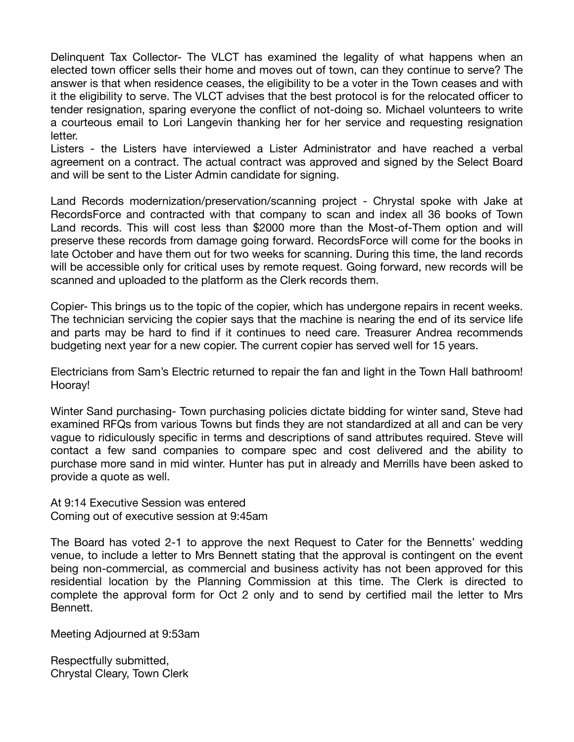Delinquent Tax Collector- The VLCT has examined the legality of what happens when an elected town officer sells their home and moves out of town, can they continue to serve? The answer is that when residence ceases, the eligibility to be a voter in the Town ceases and with it the eligibility to serve. The VLCT advises that the best protocol is for the relocated officer to tender resignation, sparing everyone the conflict of not-doing so. Michael volunteers to write a courteous email to Lori Langevin thanking her for her service and requesting resignation letter.
Listers - the Listers have interviewed a Lister Administrator and have reached a verbal agreement on a contract. The actual contract was approved and signed by the Select Board and will be sent to the Lister Admin candidate for signing.

Land Records modernization/preservation/scanning project - Chrystal spoke with Jake at RecordsForce and contracted with that company to scan and index all 36 books of Town Land records. This will cost less than $2000 more than the Most-of-Them option and will preserve these records from damage going forward. RecordsForce will come for the books in late October and have them out for two weeks for scanning. During this time, the land records will be accessible only for critical uses by remote request. Going forward, new records will be scanned and uploaded to the platform as the Clerk records them.

Copier- This brings us to the topic of the copier, which has undergone repairs in recent weeks. The technician servicing the copier says that the machine is nearing the end of its service life and parts may be hard to find if it continues to need care. Treasurer Andrea recommends budgeting next year for a new copier. The current copier has served well for 15 years.

Electricians from Sam's Electric returned to repair the fan and light in the Town Hall bathroom! Hooray!

Winter Sand purchasing- Town purchasing policies dictate bidding for winter sand, Steve had examined RFQs from various Towns but finds they are not standardized at all and can be very vague to ridiculously specific in terms and descriptions of sand attributes required. Steve will contact a few sand companies to compare spec and cost delivered and the ability to purchase more sand in mid winter. Hunter has put in already and Merrills have been asked to provide a quote as well.

At 9:14 Executive Session was entered
Coming out of executive session at 9:45am

The Board has voted 2-1 to approve the next Request to Cater for the Bennetts' wedding venue, to include a letter to Mrs Bennett stating that the approval is contingent on the event being non-commercial, as commercial and business activity has not been approved for this residential location by the Planning Commission at this time. The Clerk is directed to complete the approval form for Oct 2 only and to send by certified mail the letter to Mrs Bennett.

Meeting Adjourned at 9:53am

Respectfully submitted,
Chrystal Cleary, Town Clerk